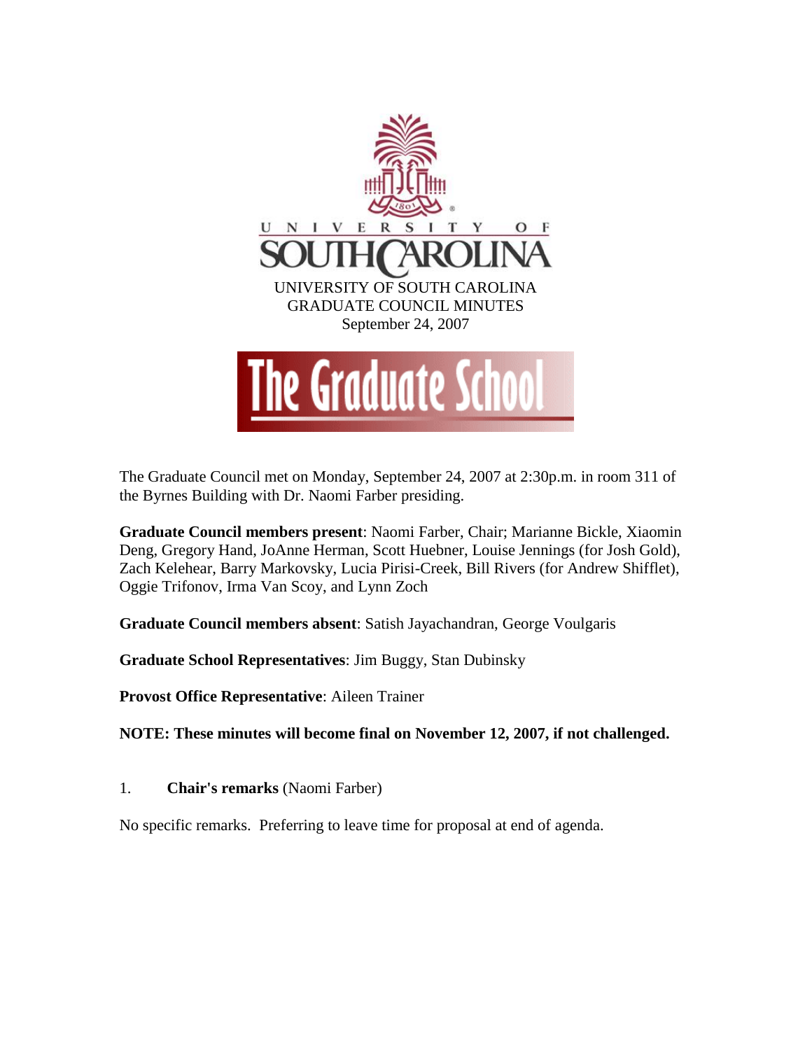UNIVERSITY OF SOUTH CAROLINA
GRADUATE COUNCIL MINUTES
September 24, 2007

The Graduate School

The Graduate Council met on Monday, September 24, 2007 at 2:30p.m. in room 311 of the Byrnes Building with Dr. Naomi Farber presiding.

**Graduate Council members present**: Naomi Farber, Chair; Marianne Bickle, Xiaomin Deng, Gregory Hand, JoAnne Herman, Scott Huebner, Louise Jennings (for Josh Gold), Zach Kelehear, Barry Markovsky, Lucia Pirisi-Creek, Bill Rivers (for Andrew Shifflet), Oggie Trifonov, Irma Van Scoy, and Lynn Zoch

**Graduate Council members absent**: Satish Jayachandran, George Voulgaris

**Graduate School Representatives**: Jim Buggy, Stan Dubinsky

**Provost Office Representative**: Aileen Trainer

**NOTE: These minutes will become final on November 12, 2007, if not challenged.**

1. **Chair's remarks** (Naomi Farber)

No specific remarks. Preferring to leave time for proposal at end of agenda.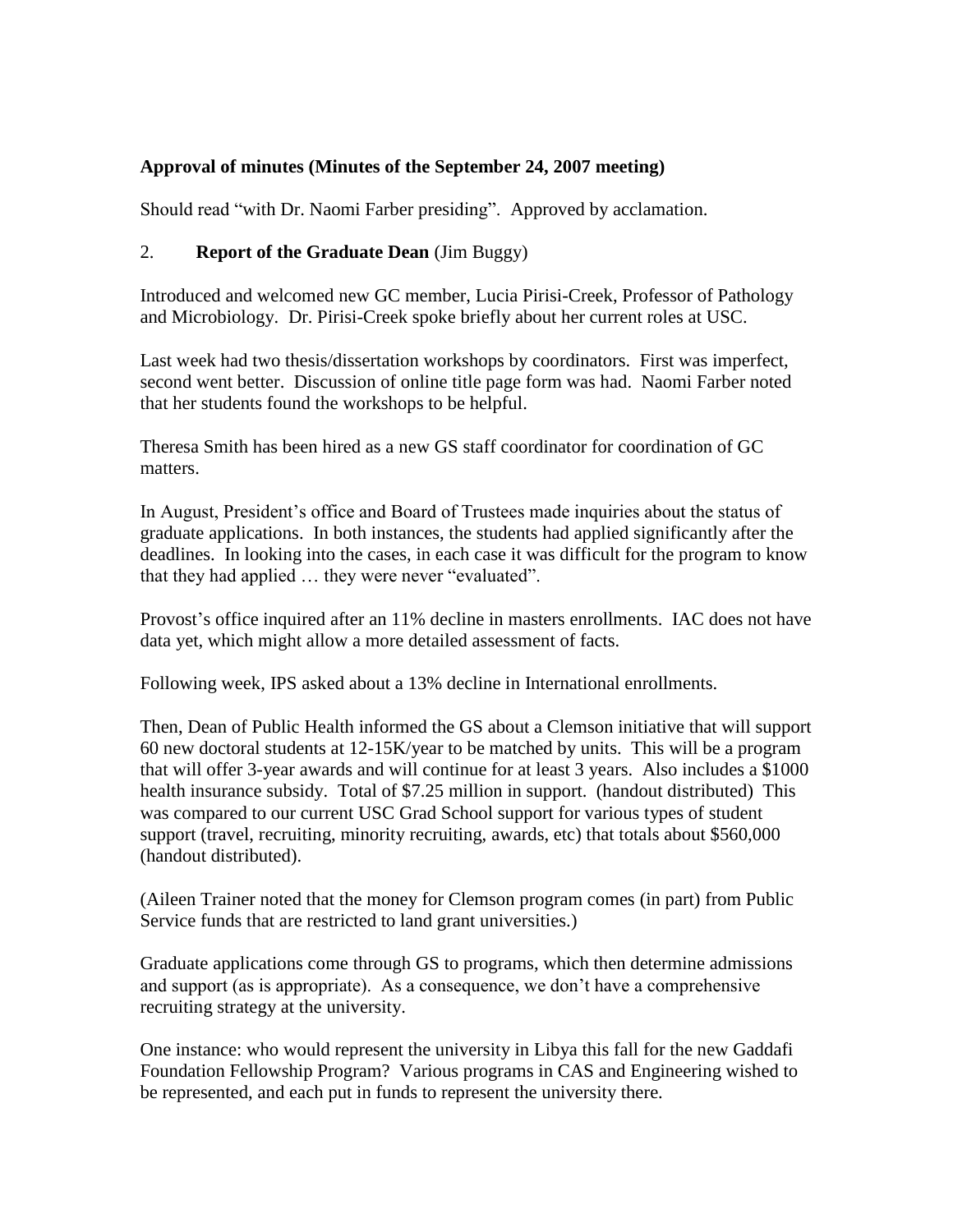**Approval of minutes (Minutes of the September 24, 2007 meeting)**

Should read "with Dr. Naomi Farber presiding". Approved by acclamation.

2. **Report of the Graduate Dean** (Jim Buggy)

Introduced and welcomed new GC member, Lucia Pirisi-Creek, Professor of Pathology and Microbiology. Dr. Pirisi-Creek spoke briefly about her current roles at USC.

Last week had two thesis/dissertation workshops by coordinators. First was imperfect, second went better. Discussion of online title page form was had. Naomi Farber noted that her students found the workshops to be helpful.

Theresa Smith has been hired as a new GS staff coordinator for coordination of GC matters.

In August, President's office and Board of Trustees made inquiries about the status of graduate applications. In both instances, the students had applied significantly after the deadlines. In looking into the cases, in each case it was difficult for the program to know that they had applied … they were never "evaluated".

Provost's office inquired after an 11% decline in masters enrollments. IAC does not have data yet, which might allow a more detailed assessment of facts.

Following week, IPS asked about a 13% decline in International enrollments.

Then, Dean of Public Health informed the GS about a Clemson initiative that will support 60 new doctoral students at 12-15K/year to be matched by units. This will be a program that will offer 3-year awards and will continue for at least 3 years. Also includes a $1000 health insurance subsidy. Total of $7.25 million in support. (handout distributed) This was compared to our current USC Grad School support for various types of student support (travel, recruiting, minority recruiting, awards, etc) that totals about $560,000 (handout distributed).

(Aileen Trainer noted that the money for Clemson program comes (in part) from Public Service funds that are restricted to land grant universities.)

Graduate applications come through GS to programs, which then determine admissions and support (as is appropriate). As a consequence, we don't have a comprehensive recruiting strategy at the university.

One instance: who would represent the university in Libya this fall for the new Gaddafi Foundation Fellowship Program? Various programs in CAS and Engineering wished to be represented, and each put in funds to represent the university there.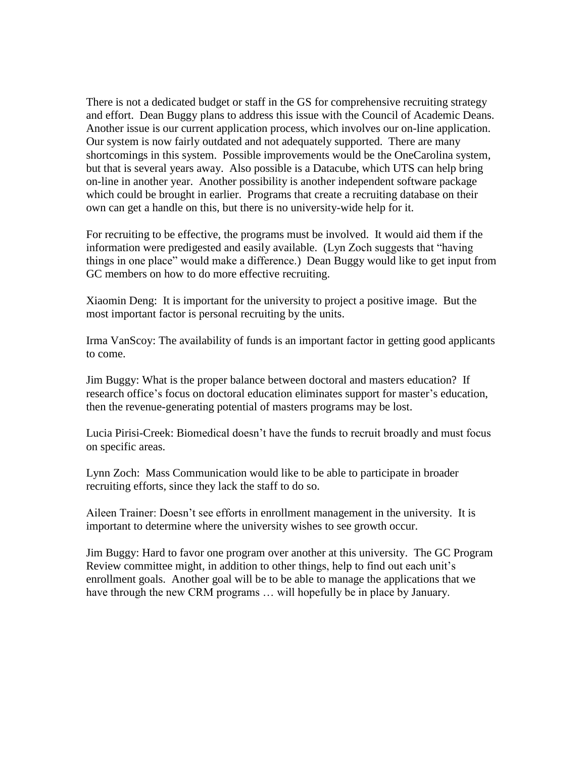There is not a dedicated budget or staff in the GS for comprehensive recruiting strategy and effort. Dean Buggy plans to address this issue with the Council of Academic Deans. Another issue is our current application process, which involves our on-line application. Our system is now fairly outdated and not adequately supported. There are many shortcomings in this system. Possible improvements would be the OneCarolina system, but that is several years away. Also possible is a Datacube, which UTS can help bring on-line in another year. Another possibility is another independent software package which could be brought in earlier. Programs that create a recruiting database on their own can get a handle on this, but there is no university-wide help for it.

For recruiting to be effective, the programs must be involved. It would aid them if the information were predigested and easily available. (Lyn Zoch suggests that "having things in one place" would make a difference.) Dean Buggy would like to get input from GC members on how to do more effective recruiting.

Xiaomin Deng: It is important for the university to project a positive image. But the most important factor is personal recruiting by the units.

Irma VanScoy: The availability of funds is an important factor in getting good applicants to come.

Jim Buggy: What is the proper balance between doctoral and masters education? If research office's focus on doctoral education eliminates support for master's education, then the revenue-generating potential of masters programs may be lost.

Lucia Pirisi-Creek: Biomedical doesn't have the funds to recruit broadly and must focus on specific areas.

Lynn Zoch: Mass Communication would like to be able to participate in broader recruiting efforts, since they lack the staff to do so.

Aileen Trainer: Doesn't see efforts in enrollment management in the university. It is important to determine where the university wishes to see growth occur.

Jim Buggy: Hard to favor one program over another at this university. The GC Program Review committee might, in addition to other things, help to find out each unit's enrollment goals. Another goal will be to be able to manage the applications that we have through the new CRM programs … will hopefully be in place by January.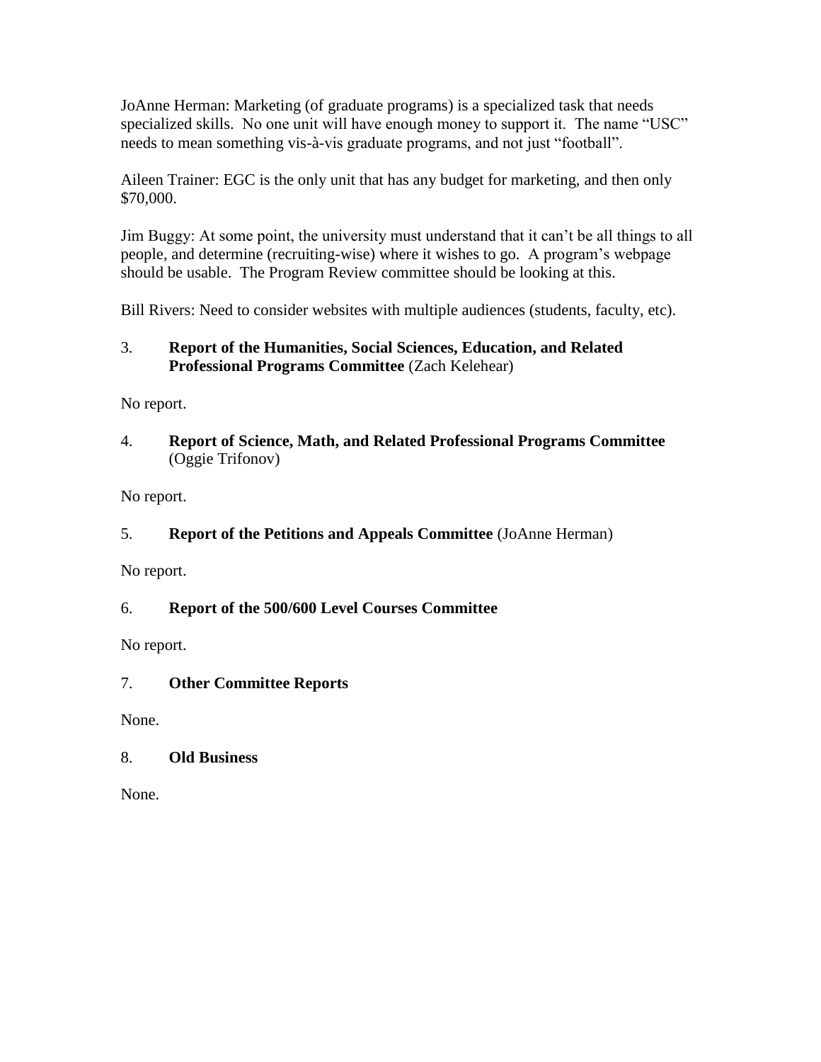JoAnne Herman: Marketing (of graduate programs) is a specialized task that needs specialized skills. No one unit will have enough money to support it. The name "USC" needs to mean something vis-à-vis graduate programs, and not just "football".

Aileen Trainer: EGC is the only unit that has any budget for marketing, and then only $70,000.

Jim Buggy: At some point, the university must understand that it can't be all things to all people, and determine (recruiting-wise) where it wishes to go. A program's webpage should be usable. The Program Review committee should be looking at this.

Bill Rivers: Need to consider websites with multiple audiences (students, faculty, etc).

3. **Report of the Humanities, Social Sciences, Education, and Related Professional Programs Committee** (Zach Kelehear)

No report.

4. **Report of Science, Math, and Related Professional Programs Committee** (Oggie Trifonov)

No report.

5. **Report of the Petitions and Appeals Committee** (JoAnne Herman)

No report.

6. **Report of the 500/600 Level Courses Committee**

No report.

7. **Other Committee Reports**

None.

8. **Old Business**

None.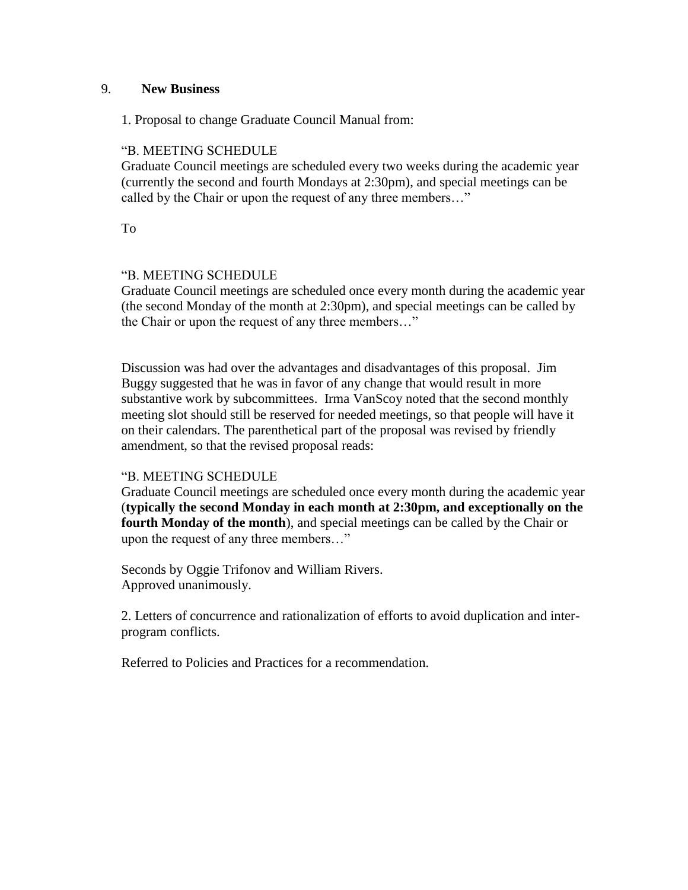9. **New Business**

1. Proposal to change Graduate Council Manual from:

"B. MEETING SCHEDULE
Graduate Council meetings are scheduled every two weeks during the academic year (currently the second and fourth Mondays at 2:30pm), and special meetings can be called by the Chair or upon the request of any three members…"

To

"B. MEETING SCHEDULE
Graduate Council meetings are scheduled once every month during the academic year (the second Monday of the month at 2:30pm), and special meetings can be called by the Chair or upon the request of any three members…"

Discussion was had over the advantages and disadvantages of this proposal. Jim Buggy suggested that he was in favor of any change that would result in more substantive work by subcommittees. Irma VanScoy noted that the second monthly meeting slot should still be reserved for needed meetings, so that people will have it on their calendars. The parenthetical part of the proposal was revised by friendly amendment, so that the revised proposal reads:

"B. MEETING SCHEDULE
Graduate Council meetings are scheduled once every month during the academic year (**typically the second Monday in each month at 2:30pm, and exceptionally on the fourth Monday of the month**), and special meetings can be called by the Chair or upon the request of any three members…"

Seconds by Oggie Trifonov and William Rivers.
Approved unanimously.

2. Letters of concurrence and rationalization of efforts to avoid duplication and inter-program conflicts.

Referred to Policies and Practices for a recommendation.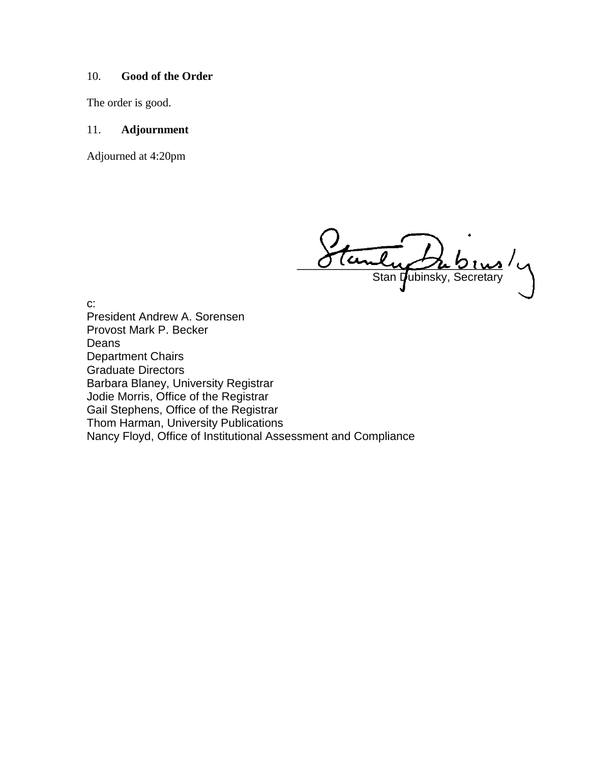## 10. Good of the Order

The order is good.

## 11. Adjournment

Adjourned at 4:20pm

Stan Dubinsky, Secretary

c:
President Andrew A. Sorensen
Provost Mark P. Becker
Deans
Department Chairs
Graduate Directors
Barbara Blaney, University Registrar
Jodie Morris, Office of the Registrar
Gail Stephens, Office of the Registrar
Thom Harman, University Publications
Nancy Floyd, Office of Institutional Assessment and Compliance